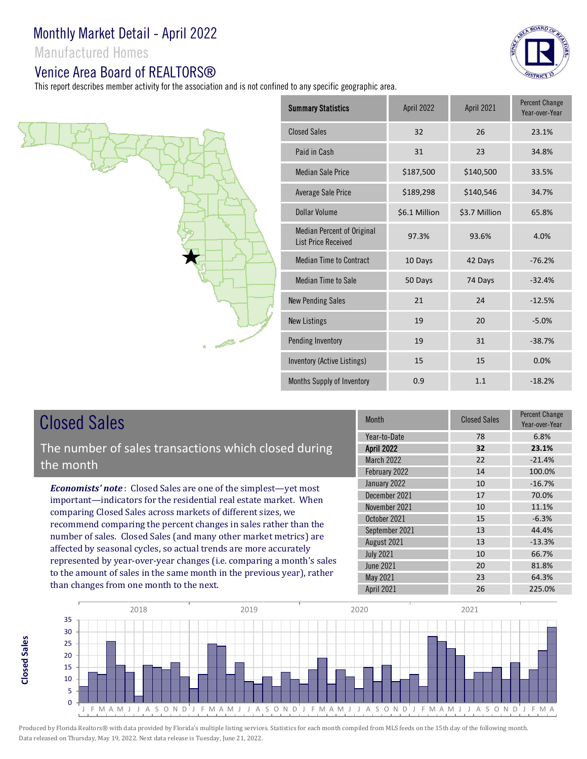# Monthly Market Detail - April 2022

## Manufactured Homes

## Venice Area Board of REALTORS®

This report describes member activity for the association and is not confined to any specific geographic area.

| Summary Statistics | April 2022 | April 2021 | Percent Change Year-over-Year |
|---|---|---|---|
| Closed Sales | 32 | 26 | 23.1% |
| Paid in Cash | 31 | 23 | 34.8% |
| Median Sale Price | $187,500 | $140,500 | 33.5% |
| Average Sale Price | $189,298 | $140,546 | 34.7% |
| Dollar Volume | $6.1 Million | $3.7 Million | 65.8% |
| Median Percent of Original List Price Received | 97.3% | 93.6% | 4.0% |
| Median Time to Contract | 10 Days | 42 Days | -76.2% |
| Median Time to Sale | 50 Days | 74 Days | -32.4% |
| New Pending Sales | 21 | 24 | -12.5% |
| New Listings | 19 | 20 | -5.0% |
| Pending Inventory | 19 | 31 | -38.7% |
| Inventory (Active Listings) | 15 | 15 | 0.0% |
| Months Supply of Inventory | 0.9 | 1.1 | -18.2% |

## Closed Sales

The number of sales transactions which closed during the month

***Economists' note***: Closed Sales are one of the simplest—yet most important—indicators for the residential real estate market. When comparing Closed Sales across markets of different sizes, we recommend comparing the percent changes in sales rather than the number of sales. Closed Sales (and many other market metrics) are affected by seasonal cycles, so actual trends are more accurately represented by year-over-year changes (i.e. comparing a month's sales to the amount of sales in the same month in the previous year), rather than changes from one month to the next.

| Month | Closed Sales | Percent Change Year-over-Year |
|---|---|---|
| Year-to-Date | 78 | 6.8% |
| **April 2022** | **32** | **23.1%** |
| March 2022 | 22 | -21.4% |
| February 2022 | 14 | 100.0% |
| January 2022 | 10 | -16.7% |
| December 2021 | 17 | 70.0% |
| November 2021 | 10 | 11.1% |
| October 2021 | 15 | -6.3% |
| September 2021 | 13 | 44.4% |
| August 2021 | 13 | -13.3% |
| July 2021 | 10 | 66.7% |
| June 2021 | 20 | 81.8% |
| May 2021 | 23 | 64.3% |
| April 2021 | 26 | 225.0% |

Produced by Florida Realtors® with data provided by Florida's multiple listing services. Statistics for each month compiled from MLS feeds on the 15th day of the following month. Data released on Thursday, May 19, 2022. Next data release is Tuesday, June 21, 2022.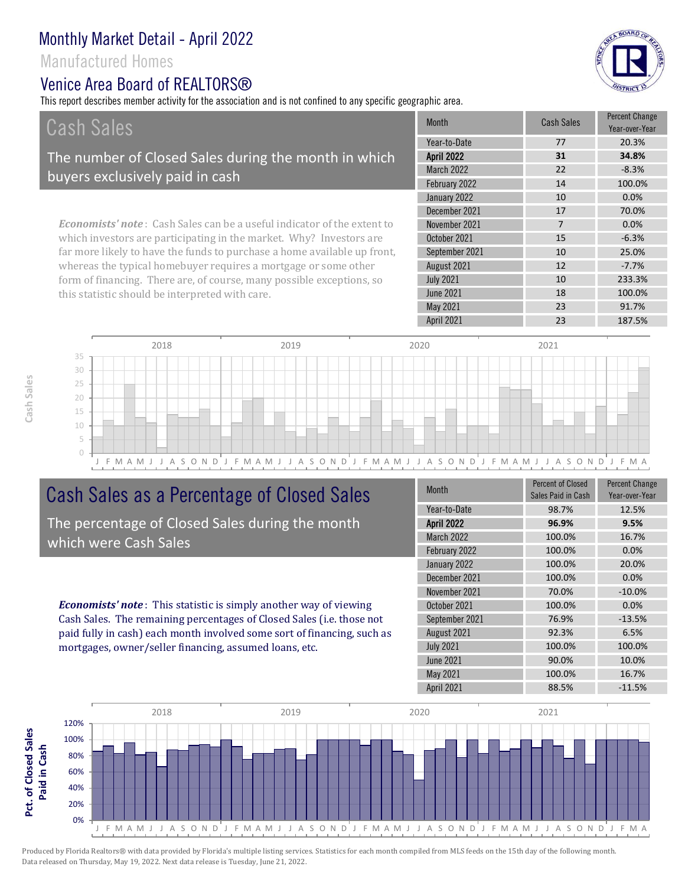# Monthly Market Detail - April 2022

Manufactured Homes

Venice Area Board of REALTORS®

This report describes member activity for the association and is not confined to any specific geographic area.

## Cash Sales

The number of Closed Sales during the month in which buyers exclusively paid in cash

*Economists' note*: Cash Sales can be a useful indicator of the extent to which investors are participating in the market. Why? Investors are far more likely to have the funds to purchase a home available up front, whereas the typical homebuyer requires a mortgage or some other form of financing. There are, of course, many possible exceptions, so this statistic should be interpreted with care.

| Month | Cash Sales | Percent Change Year-over-Year |
|---|---|---|
| Year-to-Date | 77 | 20.3% |
| **April 2022** | **31** | **34.8%** |
| March 2022 | 22 | -8.3% |
| February 2022 | 14 | 100.0% |
| January 2022 | 10 | 0.0% |
| December 2021 | 17 | 70.0% |
| November 2021 | 7 | 0.0% |
| October 2021 | 15 | -6.3% |
| September 2021 | 10 | 25.0% |
| August 2021 | 12 | -7.7% |
| July 2021 | 10 | 233.3% |
| June 2021 | 18 | 100.0% |
| May 2021 | 23 | 91.7% |
| April 2021 | 23 | 187.5% |

## Cash Sales as a Percentage of Closed Sales

The percentage of Closed Sales during the month which were Cash Sales

*Economists' note*: This statistic is simply another way of viewing Cash Sales. The remaining percentages of Closed Sales (i.e. those not paid fully in cash) each month involved some sort of financing, such as mortgages, owner/seller financing, assumed loans, etc.

| Month | Percent of Closed Sales Paid in Cash | Percent Change Year-over-Year |
|---|---|---|
| Year-to-Date | 98.7% | 12.5% |
| **April 2022** | **96.9%** | **9.5%** |
| March 2022 | 100.0% | 16.7% |
| February 2022 | 100.0% | 0.0% |
| January 2022 | 100.0% | 20.0% |
| December 2021 | 100.0% | 0.0% |
| November 2021 | 70.0% | -10.0% |
| October 2021 | 100.0% | 0.0% |
| September 2021 | 76.9% | -13.5% |
| August 2021 | 92.3% | 6.5% |
| July 2021 | 100.0% | 100.0% |
| June 2021 | 90.0% | 10.0% |
| May 2021 | 100.0% | 16.7% |
| April 2021 | 88.5% | -11.5% |

Produced by Florida Realtors® with data provided by Florida's multiple listing services. Statistics for each month compiled from MLS feeds on the 15th day of the following month. Data released on Thursday, May 19, 2022. Next data release is Tuesday, June 21, 2022.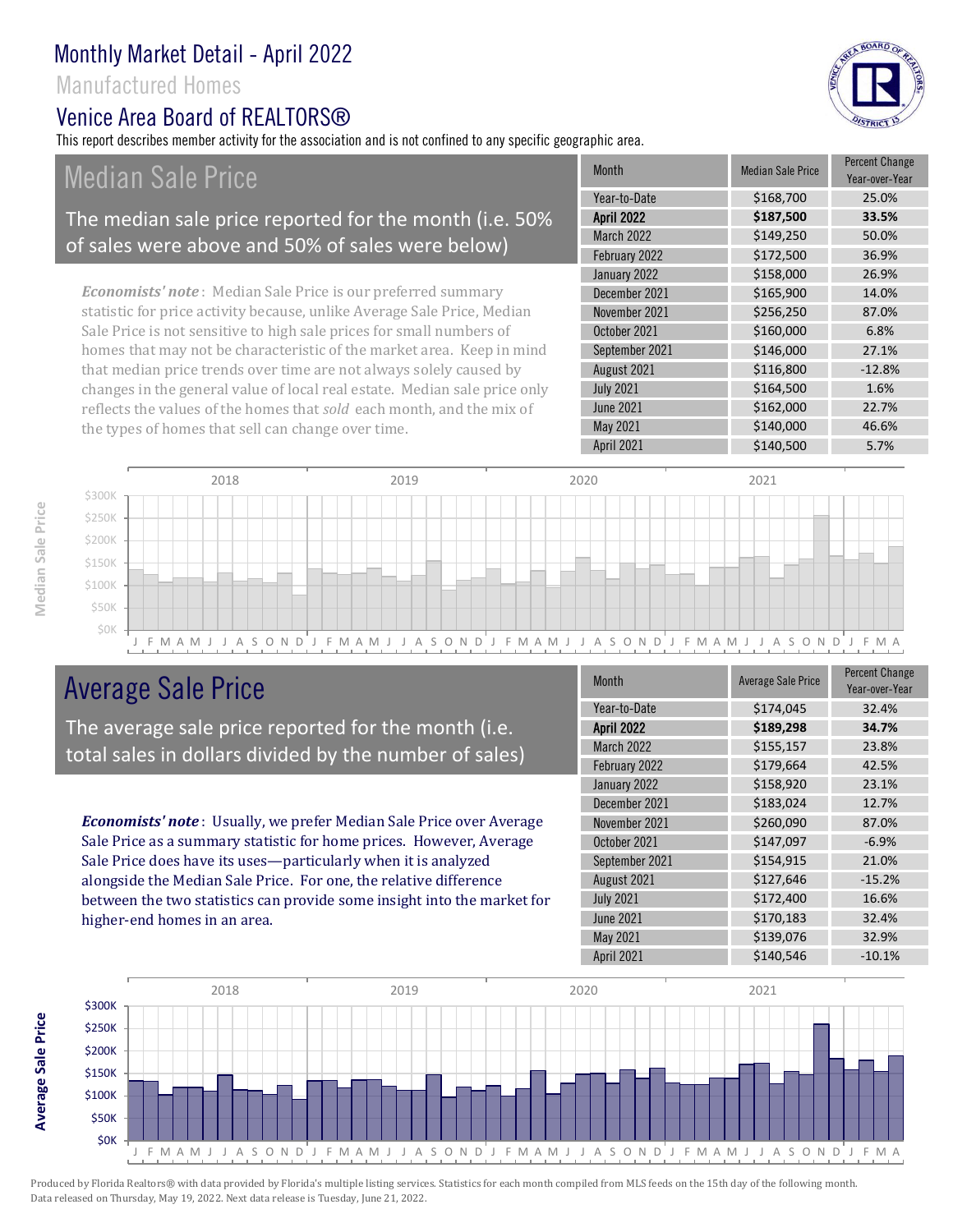# Monthly Market Detail - April 2022

## Manufactured Homes

## Venice Area Board of REALTORS®

This report describes member activity for the association and is not confined to any specific geographic area.

## Median Sale Price

The median sale price reported for the month (i.e. 50% of sales were above and 50% of sales were below)

***Economists' note***: Median Sale Price is our preferred summary statistic for price activity because, unlike Average Sale Price, Median Sale Price is not sensitive to high sale prices for small numbers of homes that may not be characteristic of the market area. Keep in mind that median price trends over time are not always solely caused by changes in the general value of local real estate. Median sale price only reflects the values of the homes that *sold* each month, and the mix of the types of homes that sell can change over time.

| Month | Median Sale Price | Percent Change Year-over-Year |
|---|---|---|
| Year-to-Date | $168,700 | 25.0% |
| **April 2022** | **$187,500** | **33.5%** |
| March 2022 | $149,250 | 50.0% |
| February 2022 | $172,500 | 36.9% |
| January 2022 | $158,000 | 26.9% |
| December 2021 | $165,900 | 14.0% |
| November 2021 | $256,250 | 87.0% |
| October 2021 | $160,000 | 6.8% |
| September 2021 | $146,000 | 27.1% |
| August 2021 | $116,800 | -12.8% |
| July 2021 | $164,500 | 1.6% |
| June 2021 | $162,000 | 22.7% |
| May 2021 | $140,000 | 46.6% |
| April 2021 | $140,500 | 5.7% |

## Average Sale Price

The average sale price reported for the month (i.e. total sales in dollars divided by the number of sales)

***Economists' note***: Usually, we prefer Median Sale Price over Average Sale Price as a summary statistic for home prices. However, Average Sale Price does have its uses—particularly when it is analyzed alongside the Median Sale Price. For one, the relative difference between the two statistics can provide some insight into the market for higher-end homes in an area.

| Month | Average Sale Price | Percent Change Year-over-Year |
|---|---|---|
| Year-to-Date | $174,045 | 32.4% |
| **April 2022** | **$189,298** | **34.7%** |
| March 2022 | $155,157 | 23.8% |
| February 2022 | $179,664 | 42.5% |
| January 2022 | $158,920 | 23.1% |
| December 2021 | $183,024 | 12.7% |
| November 2021 | $260,090 | 87.0% |
| October 2021 | $147,097 | -6.9% |
| September 2021 | $154,915 | 21.0% |
| August 2021 | $127,646 | -15.2% |
| July 2021 | $172,400 | 16.6% |
| June 2021 | $170,183 | 32.4% |
| May 2021 | $139,076 | 32.9% |
| April 2021 | $140,546 | -10.1% |

Produced by Florida Realtors® with data provided by Florida's multiple listing services. Statistics for each month compiled from MLS feeds on the 15th day of the following month. Data released on Thursday, May 19, 2022. Next data release is Tuesday, June 21, 2022.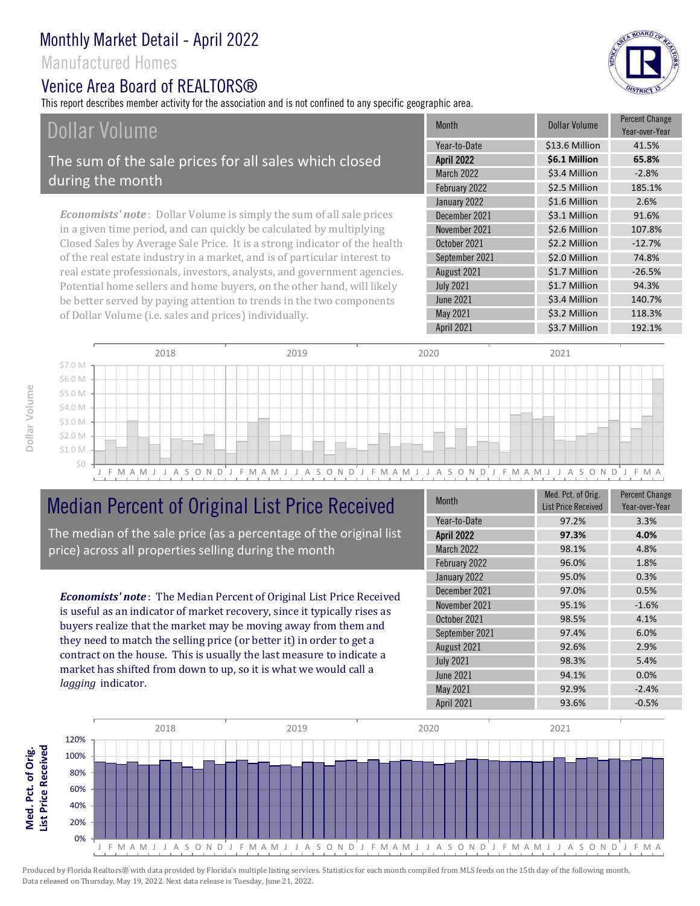# Monthly Market Detail - April 2022

## Manufactured Homes

## Venice Area Board of REALTORS®

This report describes member activity for the association and is not confined to any specific geographic area.

## Dollar Volume

The sum of the sale prices for all sales which closed during the month

*Economists' note*: Dollar Volume is simply the sum of all sale prices in a given time period, and can quickly be calculated by multiplying Closed Sales by Average Sale Price. It is a strong indicator of the health of the real estate industry in a market, and is of particular interest to real estate professionals, investors, analysts, and government agencies. Potential home sellers and home buyers, on the other hand, will likely be better served by paying attention to trends in the two components of Dollar Volume (i.e. sales and prices) individually.

| Month | Dollar Volume | Percent Change Year-over-Year |
|---|---|---|
| Year-to-Date | $13.6 Million | 41.5% |
| **April 2022** | **$6.1 Million** | **65.8%** |
| March 2022 | $3.4 Million | -2.8% |
| February 2022 | $2.5 Million | 185.1% |
| January 2022 | $1.6 Million | 2.6% |
| December 2021 | $3.1 Million | 91.6% |
| November 2021 | $2.6 Million | 107.8% |
| October 2021 | $2.2 Million | -12.7% |
| September 2021 | $2.0 Million | 74.8% |
| August 2021 | $1.7 Million | -26.5% |
| July 2021 | $1.7 Million | 94.3% |
| June 2021 | $3.4 Million | 140.7% |
| May 2021 | $3.2 Million | 118.3% |
| April 2021 | $3.7 Million | 192.1% |

## Median Percent of Original List Price Received

The median of the sale price (as a percentage of the original list price) across all properties selling during the month

*Economists' note*: The Median Percent of Original List Price Received is useful as an indicator of market recovery, since it typically rises as buyers realize that the market may be moving away from them and they need to match the selling price (or better it) in order to get a contract on the house. This is usually the last measure to indicate a market has shifted from down to up, so it is what we would call a *lagging* indicator.

| Month | Med. Pct. of Orig. List Price Received | Percent Change Year-over-Year |
|---|---|---|
| Year-to-Date | 97.2% | 3.3% |
| **April 2022** | **97.3%** | **4.0%** |
| March 2022 | 98.1% | 4.8% |
| February 2022 | 96.0% | 1.8% |
| January 2022 | 95.0% | 0.3% |
| December 2021 | 97.0% | 0.5% |
| November 2021 | 95.1% | -1.6% |
| October 2021 | 98.5% | 4.1% |
| September 2021 | 97.4% | 6.0% |
| August 2021 | 92.6% | 2.9% |
| July 2021 | 98.3% | 5.4% |
| June 2021 | 94.1% | 0.0% |
| May 2021 | 92.9% | -2.4% |
| April 2021 | 93.6% | -0.5% |

Produced by Florida Realtors® with data provided by Florida's multiple listing services. Statistics for each month compiled from MLS feeds on the 15th day of the following month. Data released on Thursday, May 19, 2022. Next data release is Tuesday, June 21, 2022.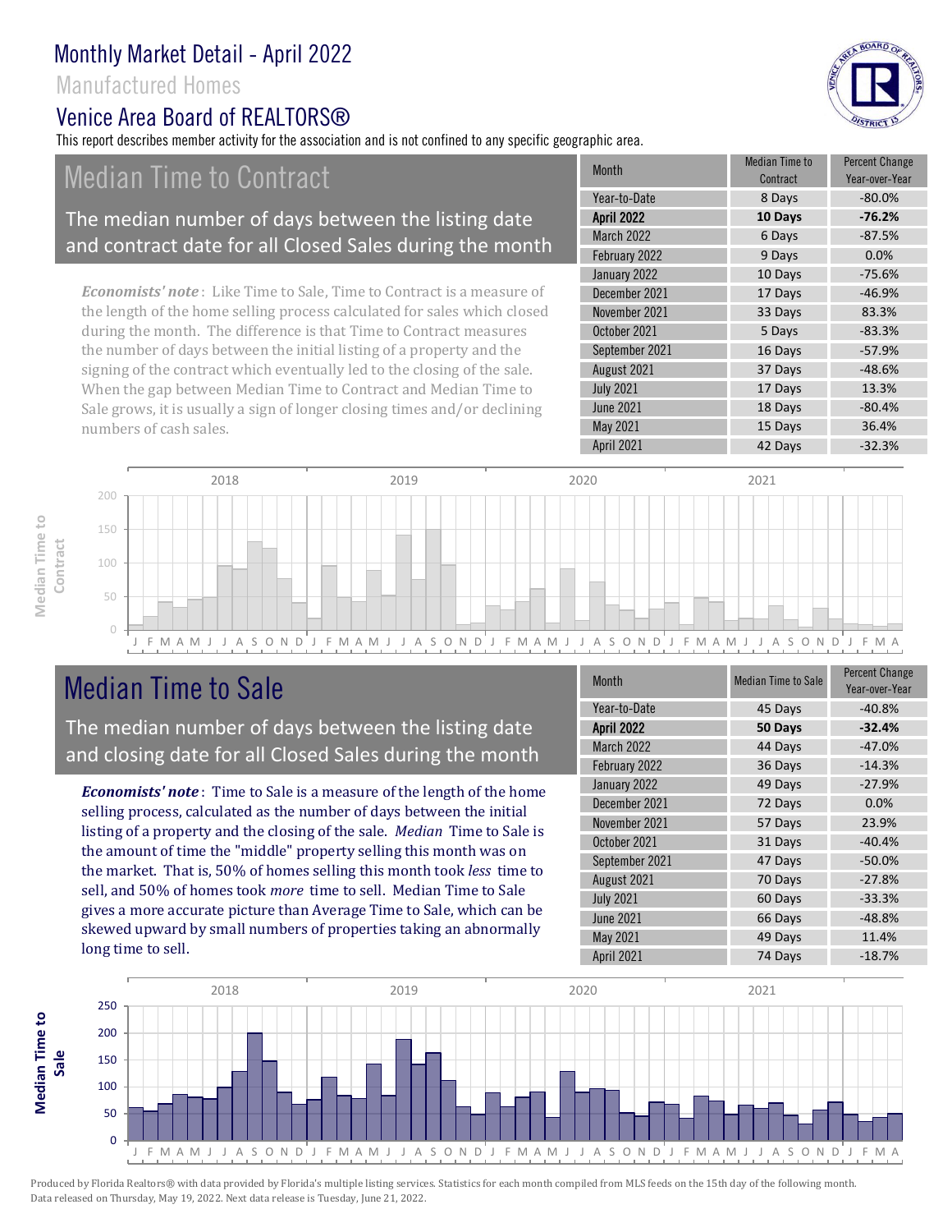# Monthly Market Detail - April 2022

## Manufactured Homes

## Venice Area Board of REALTORS®

This report describes member activity for the association and is not confined to any specific geographic area.

## Median Time to Contract

The median number of days between the listing date and contract date for all Closed Sales during the month

*Economists' note*: Like Time to Sale, Time to Contract is a measure of the length of the home selling process calculated for sales which closed during the month. The difference is that Time to Contract measures the number of days between the initial listing of a property and the signing of the contract which eventually led to the closing of the sale. When the gap between Median Time to Contract and Median Time to Sale grows, it is usually a sign of longer closing times and/or declining numbers of cash sales.

| Month | Median Time to Contract | Percent Change Year-over-Year |
|---|---|---|
| Year-to-Date | 8 Days | -80.0% |
| **April 2022** | **10 Days** | **-76.2%** |
| March 2022 | 6 Days | -87.5% |
| February 2022 | 9 Days | 0.0% |
| January 2022 | 10 Days | -75.6% |
| December 2021 | 17 Days | -46.9% |
| November 2021 | 33 Days | 83.3% |
| October 2021 | 5 Days | -83.3% |
| September 2021 | 16 Days | -57.9% |
| August 2021 | 37 Days | -48.6% |
| July 2021 | 17 Days | 13.3% |
| June 2021 | 18 Days | -80.4% |
| May 2021 | 15 Days | 36.4% |
| April 2021 | 42 Days | -32.3% |

## Median Time to Sale

The median number of days between the listing date and closing date for all Closed Sales during the month

*Economists' note*: Time to Sale is a measure of the length of the home selling process, calculated as the number of days between the initial listing of a property and the closing of the sale. *Median* Time to Sale is the amount of time the "middle" property selling this month was on the market. That is, 50% of homes selling this month took *less* time to sell, and 50% of homes took *more* time to sell. Median Time to Sale gives a more accurate picture than Average Time to Sale, which can be skewed upward by small numbers of properties taking an abnormally long time to sell.

| Month | Median Time to Sale | Percent Change Year-over-Year |
|---|---|---|
| Year-to-Date | 45 Days | -40.8% |
| **April 2022** | **50 Days** | **-32.4%** |
| March 2022 | 44 Days | -47.0% |
| February 2022 | 36 Days | -14.3% |
| January 2022 | 49 Days | -27.9% |
| December 2021 | 72 Days | 0.0% |
| November 2021 | 57 Days | 23.9% |
| October 2021 | 31 Days | -40.4% |
| September 2021 | 47 Days | -50.0% |
| August 2021 | 70 Days | -27.8% |
| July 2021 | 60 Days | -33.3% |
| June 2021 | 66 Days | -48.8% |
| May 2021 | 49 Days | 11.4% |
| April 2021 | 74 Days | -18.7% |

Produced by Florida Realtors® with data provided by Florida's multiple listing services. Statistics for each month compiled from MLS feeds on the 15th day of the following month. Data released on Thursday, May 19, 2022. Next data release is Tuesday, June 21, 2022.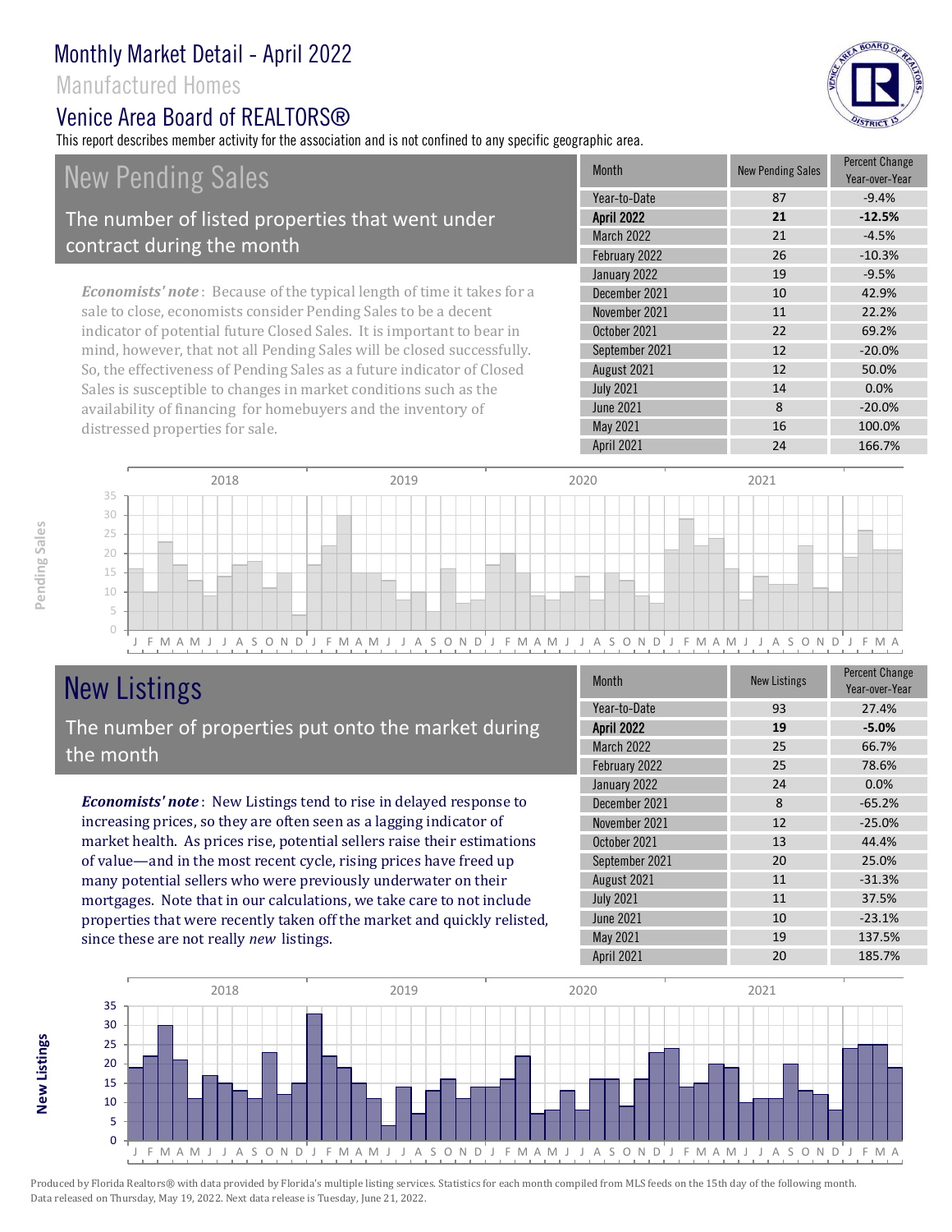# Monthly Market Detail - April 2022

## Manufactured Homes

## Venice Area Board of REALTORS®

This report describes member activity for the association and is not confined to any specific geographic area.

## New Pending Sales

The number of listed properties that went under contract during the month

***Economists' note***: Because of the typical length of time it takes for a sale to close, economists consider Pending Sales to be a decent indicator of potential future Closed Sales. It is important to bear in mind, however, that not all Pending Sales will be closed successfully. So, the effectiveness of Pending Sales as a future indicator of Closed Sales is susceptible to changes in market conditions such as the availability of financing for homebuyers and the inventory of distressed properties for sale.

| Month | New Pending Sales | Percent Change Year-over-Year |
|---|---|---|
| Year-to-Date | 87 | -9.4% |
| **April 2022** | **21** | **-12.5%** |
| March 2022 | 21 | -4.5% |
| February 2022 | 26 | -10.3% |
| January 2022 | 19 | -9.5% |
| December 2021 | 10 | 42.9% |
| November 2021 | 11 | 22.2% |
| October 2021 | 22 | 69.2% |
| September 2021 | 12 | -20.0% |
| August 2021 | 12 | 50.0% |
| July 2021 | 14 | 0.0% |
| June 2021 | 8 | -20.0% |
| May 2021 | 16 | 100.0% |
| April 2021 | 24 | 166.7% |

## New Listings

The number of properties put onto the market during the month

***Economists' note***: New Listings tend to rise in delayed response to increasing prices, so they are often seen as a lagging indicator of market health. As prices rise, potential sellers raise their estimations of value—and in the most recent cycle, rising prices have freed up many potential sellers who were previously underwater on their mortgages. Note that in our calculations, we take care to not include properties that were recently taken off the market and quickly relisted, since these are not really *new* listings.

| Month | New Listings | Percent Change Year-over-Year |
|---|---|---|
| Year-to-Date | 93 | 27.4% |
| **April 2022** | **19** | **-5.0%** |
| March 2022 | 25 | 66.7% |
| February 2022 | 25 | 78.6% |
| January 2022 | 24 | 0.0% |
| December 2021 | 8 | -65.2% |
| November 2021 | 12 | -25.0% |
| October 2021 | 13 | 44.4% |
| September 2021 | 20 | 25.0% |
| August 2021 | 11 | -31.3% |
| July 2021 | 11 | 37.5% |
| June 2021 | 10 | -23.1% |
| May 2021 | 19 | 137.5% |
| April 2021 | 20 | 185.7% |

Produced by Florida Realtors® with data provided by Florida's multiple listing services. Statistics for each month compiled from MLS feeds on the 15th day of the following month. Data released on Thursday, May 19, 2022. Next data release is Tuesday, June 21, 2022.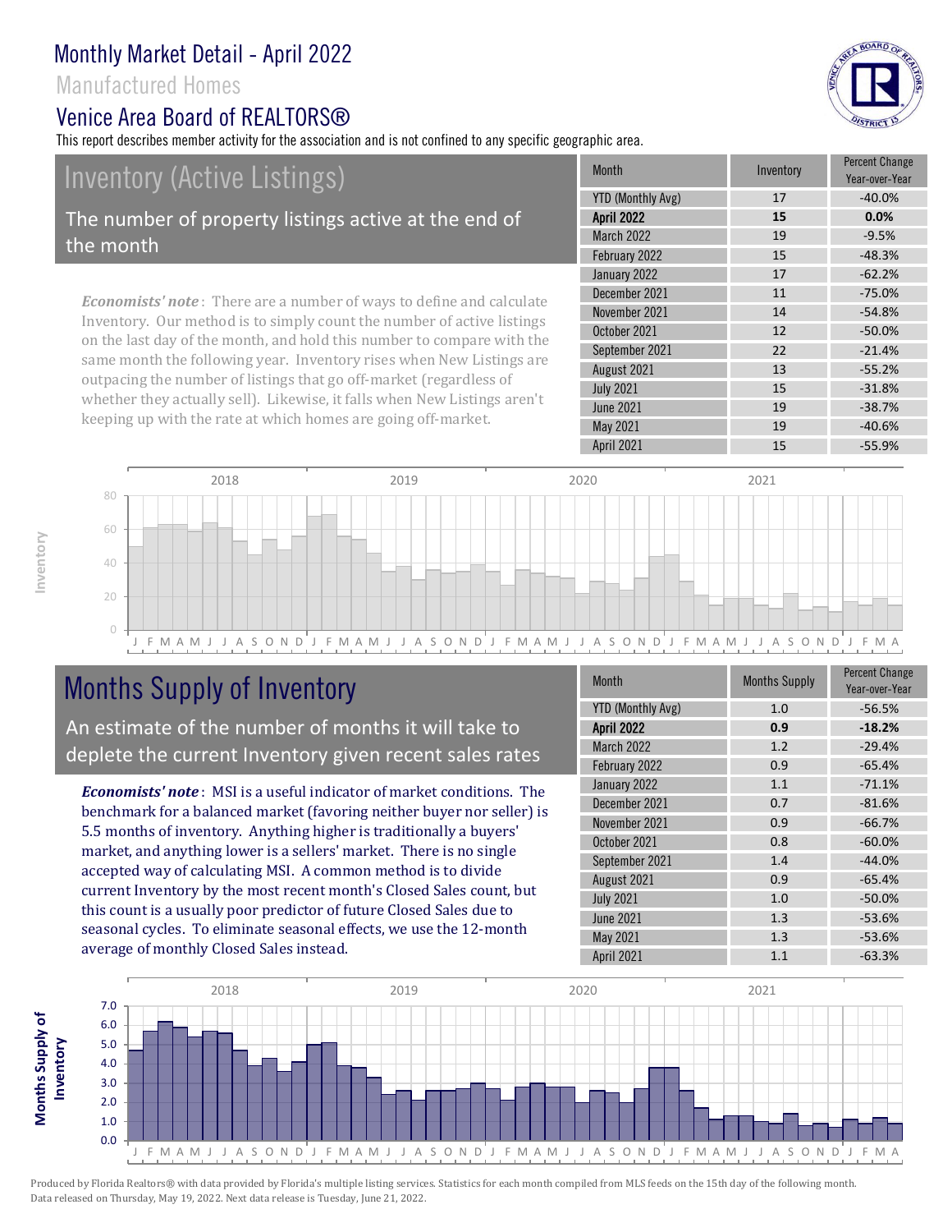# Monthly Market Detail - April 2022

Manufactured Homes

## Venice Area Board of REALTORS®

This report describes member activity for the association and is not confined to any specific geographic area.

## Inventory (Active Listings)

The number of property listings active at the end of the month

*Economists' note*: There are a number of ways to define and calculate Inventory. Our method is to simply count the number of active listings on the last day of the month, and hold this number to compare with the same month the following year. Inventory rises when New Listings are outpacing the number of listings that go off-market (regardless of whether they actually sell). Likewise, it falls when New Listings aren't keeping up with the rate at which homes are going off-market.

| Month | Inventory | Percent Change Year-over-Year |
|---|---|---|
| YTD (Monthly Avg) | 17 | -40.0% |
| **April 2022** | **15** | **0.0%** |
| March 2022 | 19 | -9.5% |
| February 2022 | 15 | -48.3% |
| January 2022 | 17 | -62.2% |
| December 2021 | 11 | -75.0% |
| November 2021 | 14 | -54.8% |
| October 2021 | 12 | -50.0% |
| September 2021 | 22 | -21.4% |
| August 2021 | 13 | -55.2% |
| July 2021 | 15 | -31.8% |
| June 2021 | 19 | -38.7% |
| May 2021 | 19 | -40.6% |
| April 2021 | 15 | -55.9% |

## Months Supply of Inventory

An estimate of the number of months it will take to deplete the current Inventory given recent sales rates

***Economists' note***: MSI is a useful indicator of market conditions. The benchmark for a balanced market (favoring neither buyer nor seller) is 5.5 months of inventory. Anything higher is traditionally a buyers' market, and anything lower is a sellers' market. There is no single accepted way of calculating MSI. A common method is to divide current Inventory by the most recent month's Closed Sales count, but this count is a usually poor predictor of future Closed Sales due to seasonal cycles. To eliminate seasonal effects, we use the 12-month average of monthly Closed Sales instead.

| Month | Months Supply | Percent Change Year-over-Year |
|---|---|---|
| YTD (Monthly Avg) | 1.0 | -56.5% |
| **April 2022** | **0.9** | **-18.2%** |
| March 2022 | 1.2 | -29.4% |
| February 2022 | 0.9 | -65.4% |
| January 2022 | 1.1 | -71.1% |
| December 2021 | 0.7 | -81.6% |
| November 2021 | 0.9 | -66.7% |
| October 2021 | 0.8 | -60.0% |
| September 2021 | 1.4 | -44.0% |
| August 2021 | 0.9 | -65.4% |
| July 2021 | 1.0 | -50.0% |
| June 2021 | 1.3 | -53.6% |
| May 2021 | 1.3 | -53.6% |
| April 2021 | 1.1 | -63.3% |

Produced by Florida Realtors® with data provided by Florida's multiple listing services. Statistics for each month compiled from MLS feeds on the 15th day of the following month. Data released on Thursday, May 19, 2022. Next data release is Tuesday, June 21, 2022.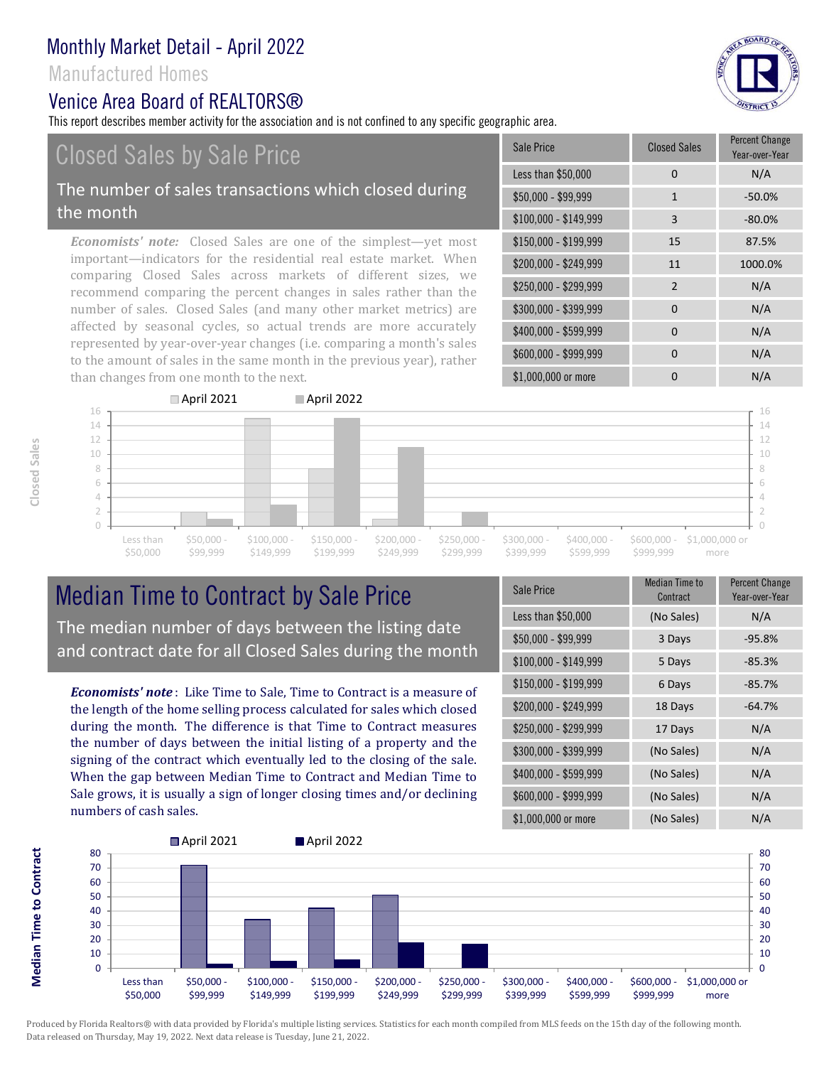# Monthly Market Detail - April 2022

## Manufactured Homes

## Venice Area Board of REALTORS®

This report describes member activity for the association and is not confined to any specific geographic area.

## Closed Sales by Sale Price

The number of sales transactions which closed during the month

***Economists' note:*** Closed Sales are one of the simplest—yet most important—indicators for the residential real estate market. When comparing Closed Sales across markets of different sizes, we recommend comparing the percent changes in sales rather than the number of sales. Closed Sales (and many other market metrics) are affected by seasonal cycles, so actual trends are more accurately represented by year-over-year changes (i.e. comparing a month's sales to the amount of sales in the same month in the previous year), rather than changes from one month to the next.

| Sale Price | Closed Sales | Percent Change Year-over-Year |
|---|---|---|
| Less than $50,000 | 0 | N/A |
| $50,000 - $99,999 | 1 | -50.0% |
| $100,000 - $149,999 | 3 | -80.0% |
| $150,000 - $199,999 | 15 | 87.5% |
| $200,000 - $249,999 | 11 | 1000.0% |
| $250,000 - $299,999 | 2 | N/A |
| $300,000 - $399,999 | 0 | N/A |
| $400,000 - $599,999 | 0 | N/A |
| $600,000 - $999,999 | 0 | N/A |
| $1,000,000 or more | 0 | N/A |

## Median Time to Contract by Sale Price

The median number of days between the listing date and contract date for all Closed Sales during the month

***Economists' note*** : Like Time to Sale, Time to Contract is a measure of the length of the home selling process calculated for sales which closed during the month. The difference is that Time to Contract measures the number of days between the initial listing of a property and the signing of the contract which eventually led to the closing of the sale. When the gap between Median Time to Contract and Median Time to Sale grows, it is usually a sign of longer closing times and/or declining numbers of cash sales.

| Sale Price | Median Time to Contract | Percent Change Year-over-Year |
|---|---|---|
| Less than $50,000 | (No Sales) | N/A |
| $50,000 - $99,999 | 3 Days | -95.8% |
| $100,000 - $149,999 | 5 Days | -85.3% |
| $150,000 - $199,999 | 6 Days | -85.7% |
| $200,000 - $249,999 | 18 Days | -64.7% |
| $250,000 - $299,999 | 17 Days | N/A |
| $300,000 - $399,999 | (No Sales) | N/A |
| $400,000 - $599,999 | (No Sales) | N/A |
| $600,000 - $999,999 | (No Sales) | N/A |
| $1,000,000 or more | (No Sales) | N/A |

Produced by Florida Realtors® with data provided by Florida's multiple listing services. Statistics for each month compiled from MLS feeds on the 15th day of the following month. Data released on Thursday, May 19, 2022. Next data release is Tuesday, June 21, 2022.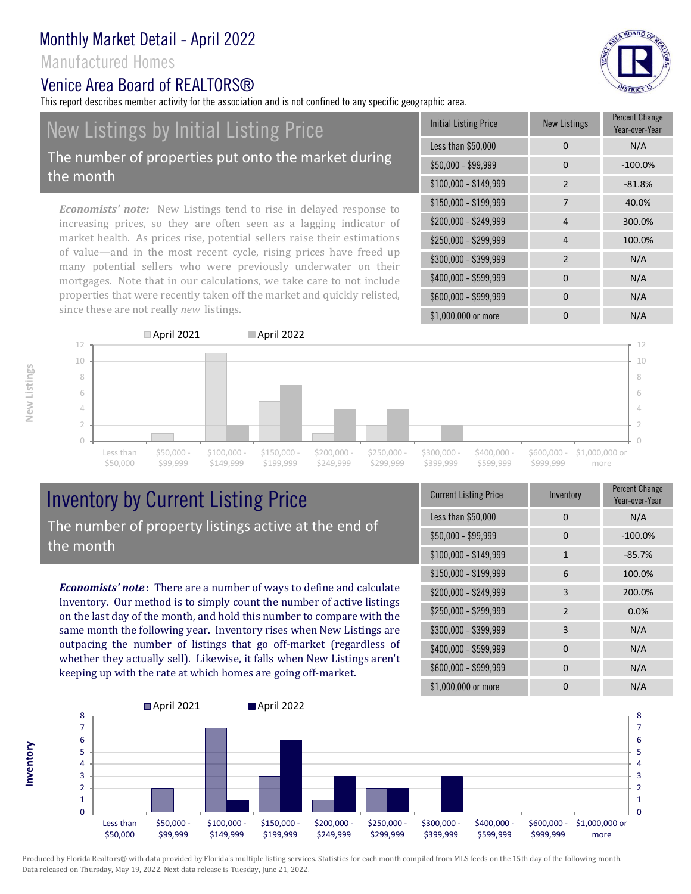# Monthly Market Detail - April 2022

## Manufactured Homes

## Venice Area Board of REALTORS®

This report describes member activity for the association and is not confined to any specific geographic area.

## New Listings by Initial Listing Price

The number of properties put onto the market during the month

*Economists' note:* New Listings tend to rise in delayed response to increasing prices, so they are often seen as a lagging indicator of market health. As prices rise, potential sellers raise their estimations of value—and in the most recent cycle, rising prices have freed up many potential sellers who were previously underwater on their mortgages. Note that in our calculations, we take care to not include properties that were recently taken off the market and quickly relisted, since these are not really *new* listings.

| Initial Listing Price | New Listings | Percent Change Year-over-Year |
|---|---|---|
| Less than $50,000 | 0 | N/A |
| $50,000 - $99,999 | 0 | -100.0% |
| $100,000 - $149,999 | 2 | -81.8% |
| $150,000 - $199,999 | 7 | 40.0% |
| $200,000 - $249,999 | 4 | 300.0% |
| $250,000 - $299,999 | 4 | 100.0% |
| $300,000 - $399,999 | 2 | N/A |
| $400,000 - $599,999 | 0 | N/A |
| $600,000 - $999,999 | 0 | N/A |
| $1,000,000 or more | 0 | N/A |

| New Listings | April 2021 | April 2022 |
|---|---|---|
| Less than $50,000 | 0 | 0 |
| $50,000 - $99,999 | 1 | 0 |
| $100,000 - $149,999 | 11 | 2 |
| $150,000 - $199,999 | 5 | 7 |
| $200,000 - $249,999 | 1 | 4 |
| $250,000 - $299,999 | 2 | 4 |
| $300,000 - $399,999 | 0 | 2 |
| $400,000 - $599,999 | 0 | 0 |
| $600,000 - $999,999 | 0 | 0 |
| $1,000,000 or more | 0 | 0 |

## Inventory by Current Listing Price

The number of property listings active at the end of the month

***Economists' note***: There are a number of ways to define and calculate Inventory. Our method is to simply count the number of active listings on the last day of the month, and hold this number to compare with the same month the following year. Inventory rises when New Listings are outpacing the number of listings that go off-market (regardless of whether they actually sell). Likewise, it falls when New Listings aren't keeping up with the rate at which homes are going off-market.

| Current Listing Price | Inventory | Percent Change Year-over-Year |
|---|---|---|
| Less than $50,000 | 0 | N/A |
| $50,000 - $99,999 | 0 | -100.0% |
| $100,000 - $149,999 | 1 | -85.7% |
| $150,000 - $199,999 | 6 | 100.0% |
| $200,000 - $249,999 | 3 | 200.0% |
| $250,000 - $299,999 | 2 | 0.0% |
| $300,000 - $399,999 | 3 | N/A |
| $400,000 - $599,999 | 0 | N/A |
| $600,000 - $999,999 | 0 | N/A |
| $1,000,000 or more | 0 | N/A |

| Inventory | April 2021 | April 2022 |
|---|---|---|
| Less than $50,000 | 0 | 0 |
| $50,000 - $99,999 | 2 | 0 |
| $100,000 - $149,999 | 7 | 1 |
| $150,000 - $199,999 | 3 | 6 |
| $200,000 - $249,999 | 1 | 3 |
| $250,000 - $299,999 | 2 | 2 |
| $300,000 - $399,999 | 0 | 3 |
| $400,000 - $599,999 | 0 | 0 |
| $600,000 - $999,999 | 0 | 0 |
| $1,000,000 or more | 0 | 0 |

Produced by Florida Realtors® with data provided by Florida's multiple listing services. Statistics for each month compiled from MLS feeds on the 15th day of the following month. Data released on Thursday, May 19, 2022. Next data release is Tuesday, June 21, 2022.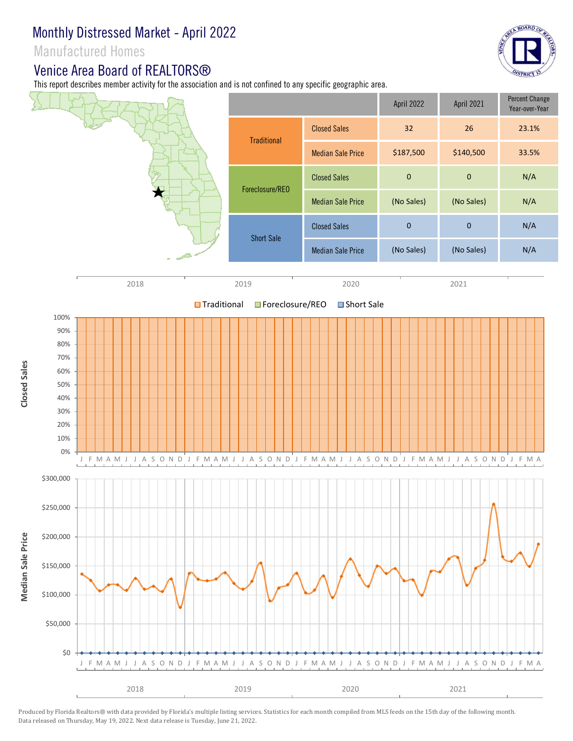# Monthly Distressed Market - April 2022

## Manufactured Homes

## Venice Area Board of REALTORS®

This report describes member activity for the association and is not confined to any specific geographic area.

| | | April 2022 | April 2021 | Percent Change Year-over-Year |
|---|---|---|---|---|
| Traditional | Closed Sales | 32 | 26 | 23.1% |
| | Median Sale Price | $187,500 | $140,500 | 33.5% |
| Foreclosure/REO | Closed Sales | 0 | 0 | N/A |
| | Median Sale Price | (No Sales) | (No Sales) | N/A |
| Short Sale | Closed Sales | 0 | 0 | N/A |
| | Median Sale Price | (No Sales) | (No Sales) | N/A |

2018 2019 2020 2021

Traditional Foreclosure/REO Short Sale

Closed Sales

100% 90% 80% 70% 60% 50% 40% 30% 20% 10% 0%

J F M A M J J A S O N D J F M A M J J A S O N D J F M A M J J A S O N D J F M A M J J A S O N D J F M A

Median Sale Price

$300,000 $250,000 $200,000 $150,000 $100,000 $50,000 $0

J F M A M J J A S O N D J F M A M J J A S O N D J F M A M J J A S O N D J F M A M J J A S O N D J F M A

2018 2019 2020 2021

Produced by Florida Realtors® with data provided by Florida's multiple listing services. Statistics for each month compiled from MLS feeds on the 15th day of the following month.
Data released on Thursday, May 19, 2022. Next data release is Tuesday, June 21, 2022.